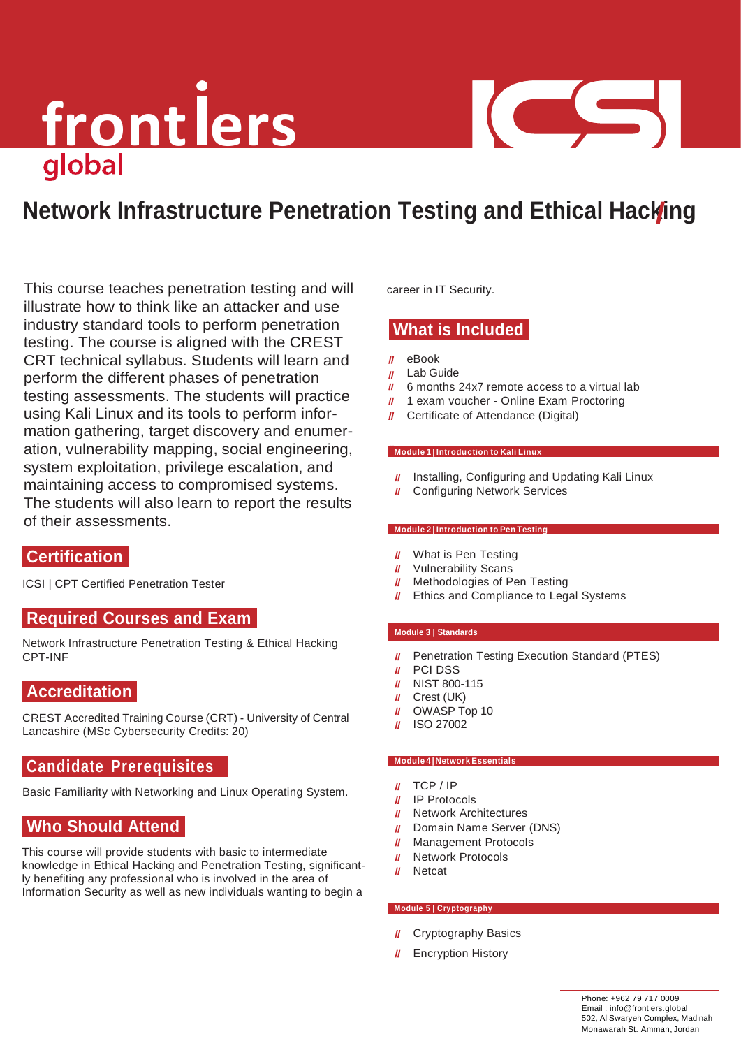frontiers global

ICSI

# Network Infrastructure Penetration Testing and Ethical Hacking

This course teaches penetration testing and will illustrate how to think like an attacker and use industry standard tools to perform penetration testing. The course is aligned with the CREST CRT technical syllabus. Students will learn and perform the different phases of penetration testing assessments. The students will practice using Kali Linux and its tools to perform information gathering, target discovery and enumeration, vulnerability mapping, social engineering, system exploitation, privilege escalation, and maintaining access to compromised systems. The students will also learn to report the results of their assessments.

## Certification

ICSI | CPT Certified Penetration Tester

## Required Courses and Exam

Network Infrastructure Penetration Testing & Ethical Hacking
CPT-INF

## Accreditation

CREST Accredited Training Course (CRT) - University of Central Lancashire (MSc Cybersecurity Credits: 20)

## Candidate Prerequisites

Basic Familiarity with Networking and Linux Operating System.

## Who Should Attend

This course will provide students with basic to intermediate knowledge in Ethical Hacking and Penetration Testing, significantly benefiting any professional who is involved in the area of Information Security as well as new individuals wanting to begin a career in IT Security.

## What is Included

- eBook
- Lab Guide
- 6 months 24x7 remote access to a virtual lab
- 1 exam voucher - Online Exam Proctoring
- Certificate of Attendance (Digital)

### Module 1 | Introduction to Kali Linux

- Installing, Configuring and Updating Kali Linux
- Configuring Network Services

### Module 2 | Introduction to Pen Testing

- What is Pen Testing
- Vulnerability Scans
- Methodologies of Pen Testing
- Ethics and Compliance to Legal Systems

### Module 3 | Standards

- Penetration Testing Execution Standard (PTES)
- PCI DSS
- NIST 800-115
- Crest (UK)
- OWASP Top 10
- ISO 27002

### Module 4 | Network Essentials

- TCP / IP
- IP Protocols
- Network Architectures
- Domain Name Server (DNS)
- Management Protocols
- Network Protocols
- Netcat

### Module 5 | Cryptography

- Cryptography Basics
- Encryption History

Phone: +962 79 717 0009
Email : info@frontiers.global
502, Al Swaryeh Complex, Madinah Monawarah St. Amman, Jordan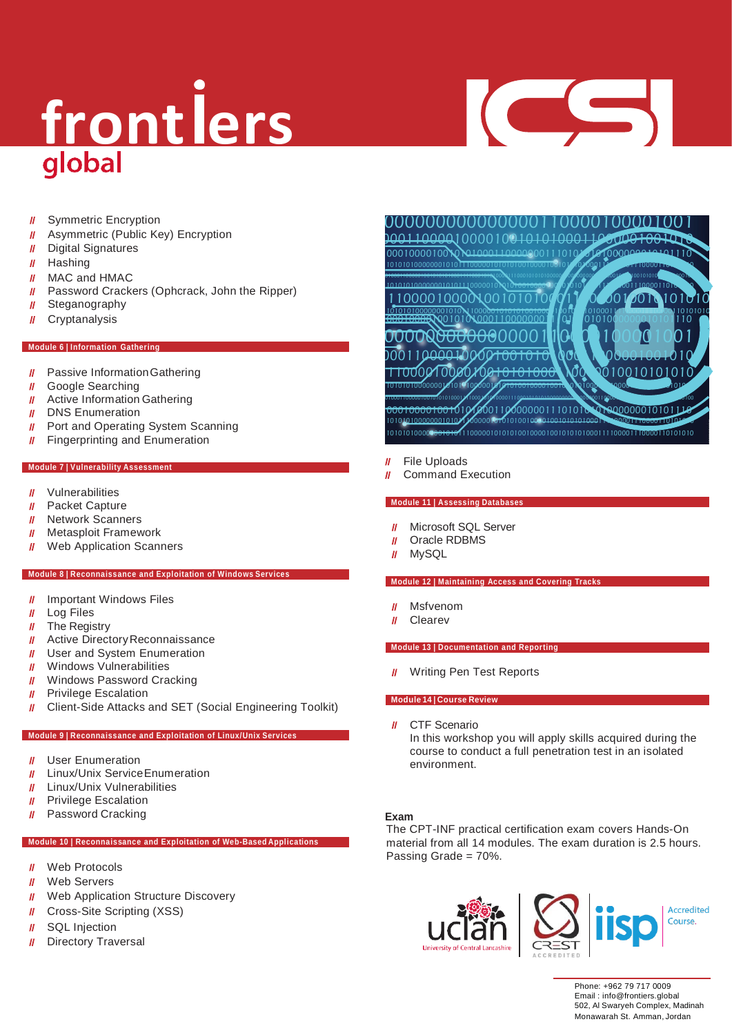# frontiers global

- Symmetric Encryption
- Asymmetric (Public Key) Encryption
- Digital Signatures
- Hashing
- MAC and HMAC
- Password Crackers (Ophcrack, John the Ripper)
- Steganography
- Cryptanalysis

## Module 6 | Information Gathering

- Passive Information Gathering
- Google Searching
- Active Information Gathering
- DNS Enumeration
- Port and Operating System Scanning
- Fingerprinting and Enumeration

## Module 7 | Vulnerability Assessment

- Vulnerabilities
- Packet Capture
- Network Scanners
- Metasploit Framework
- Web Application Scanners

## Module 8 | Reconnaissance and Exploitation of Windows Services

- Important Windows Files
- Log Files
- The Registry
- Active Directory Reconnaissance
- User and System Enumeration
- Windows Vulnerabilities
- Windows Password Cracking
- Privilege Escalation
- Client-Side Attacks and SET (Social Engineering Toolkit)

## Module 9 | Reconnaissance and Exploitation of Linux/Unix Services

- User Enumeration
- Linux/Unix Service Enumeration
- Linux/Unix Vulnerabilities
- Privilege Escalation
- Password Cracking

## Module 10 | Reconnaissance and Exploitation of Web-Based Applications

- Web Protocols
- Web Servers
- Web Application Structure Discovery
- Cross-Site Scripting (XSS)
- SQL Injection
- Directory Traversal
- File Uploads
- Command Execution

## Module 11 | Assessing Databases

- Microsoft SQL Server
- Oracle RDBMS
- MySQL

## Module 12 | Maintaining Access and Covering Tracks

- Msfvenom
- Clearev

## Module 13 | Documentation and Reporting

- Writing Pen Test Reports

## Module 14 | Course Review

- CTF Scenario
  In this workshop you will apply skills acquired during the course to conduct a full penetration test in an isolated environment.

**Exam**

The CPT-INF practical certification exam covers Hands-On material from all 14 modules. The exam duration is 2.5 hours. Passing Grade = 70%.

uclan University of Central Lancashire | CREST ACCREDITED | iisp Accredited Course.

Phone: +962 79 717 0009
Email : info@frontiers.global
502, Al Swaryeh Complex, Madinah Monawarah St. Amman, Jordan